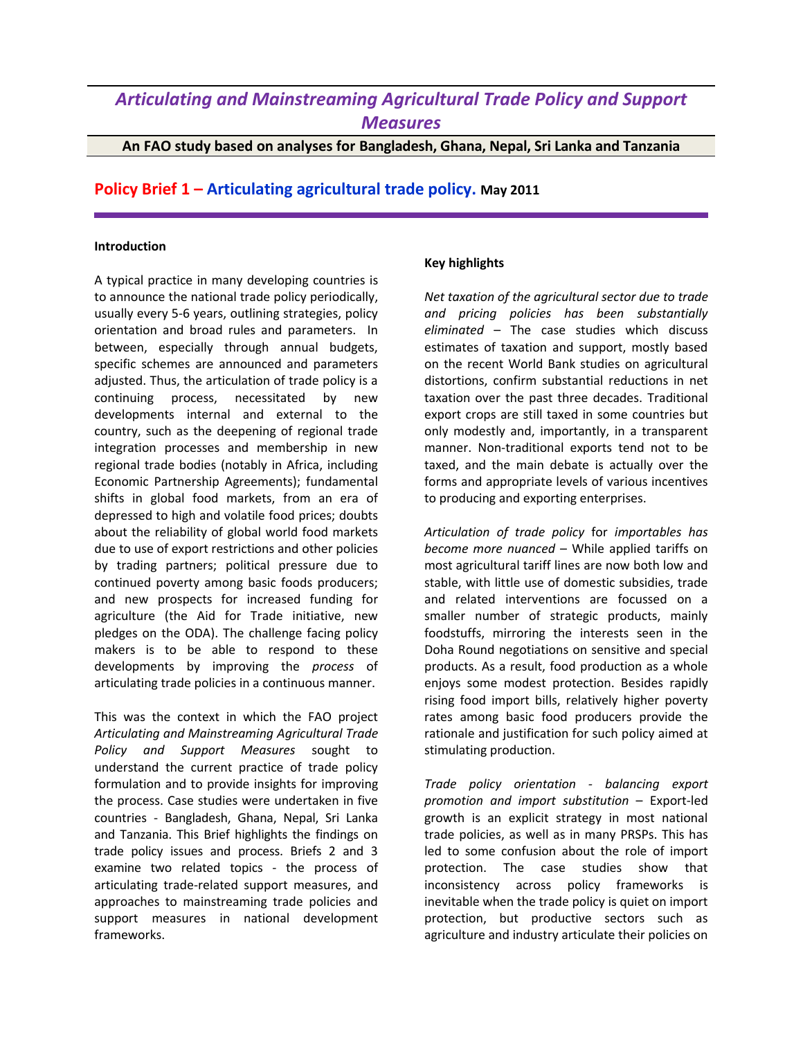# *Articulating and Mainstreaming Agricultural Trade Policy and Support Measures*

**An FAO study based on analyses for Bangladesh, Ghana, Nepal, Sri Lanka and Tanzania**

## Policy Brief 1 – Articulating agricultural trade policy. May 2011

### Introduction

A typical practice in many developing countries is to announce the national trade policy periodically, usually every 5-6 years, outlining strategies, policy orientation and broad rules and parameters. In between, especially through annual budgets, specific schemes are announced and parameters adjusted. Thus, the articulation of trade policy is a continuing process, necessitated by new developments internal and external to the country, such as the deepening of regional trade integration processes and membership in new regional trade bodies (notably in Africa, including Economic Partnership Agreements); fundamental shifts in global food markets, from an era of depressed to high and volatile food prices; doubts about the reliability of global world food markets due to use of export restrictions and other policies by trading partners; political pressure due to continued poverty among basic foods producers; and new prospects for increased funding for agriculture (the Aid for Trade initiative, new pledges on the ODA). The challenge facing policy makers is to be able to respond to these developments by improving the *process* of articulating trade policies in a continuous manner.

This was the context in which the FAO project *Articulating and Mainstreaming Agricultural Trade Policy and Support Measures* sought to understand the current practice of trade policy formulation and to provide insights for improving the process. Case studies were undertaken in five countries - Bangladesh, Ghana, Nepal, Sri Lanka and Tanzania. This Brief highlights the findings on trade policy issues and process. Briefs 2 and 3 examine two related topics - the process of articulating trade-related support measures, and approaches to mainstreaming trade policies and support measures in national development frameworks.

### Key highlights

*Net taxation of the agricultural sector due to trade and pricing policies has been substantially eliminated* – The case studies which discuss estimates of taxation and support, mostly based on the recent World Bank studies on agricultural distortions, confirm substantial reductions in net taxation over the past three decades. Traditional export crops are still taxed in some countries but only modestly and, importantly, in a transparent manner. Non-traditional exports tend not to be taxed, and the main debate is actually over the forms and appropriate levels of various incentives to producing and exporting enterprises.

*Articulation of trade policy* for *importables has become more nuanced* – While applied tariffs on most agricultural tariff lines are now both low and stable, with little use of domestic subsidies, trade and related interventions are focussed on a smaller number of strategic products, mainly foodstuffs, mirroring the interests seen in the Doha Round negotiations on sensitive and special products. As a result, food production as a whole enjoys some modest protection. Besides rapidly rising food import bills, relatively higher poverty rates among basic food producers provide the rationale and justification for such policy aimed at stimulating production.

*Trade policy orientation - balancing export promotion and import substitution* – Export-led growth is an explicit strategy in most national trade policies, as well as in many PRSPs. This has led to some confusion about the role of import protection. The case studies show that inconsistency across policy frameworks is inevitable when the trade policy is quiet on import protection, but productive sectors such as agriculture and industry articulate their policies on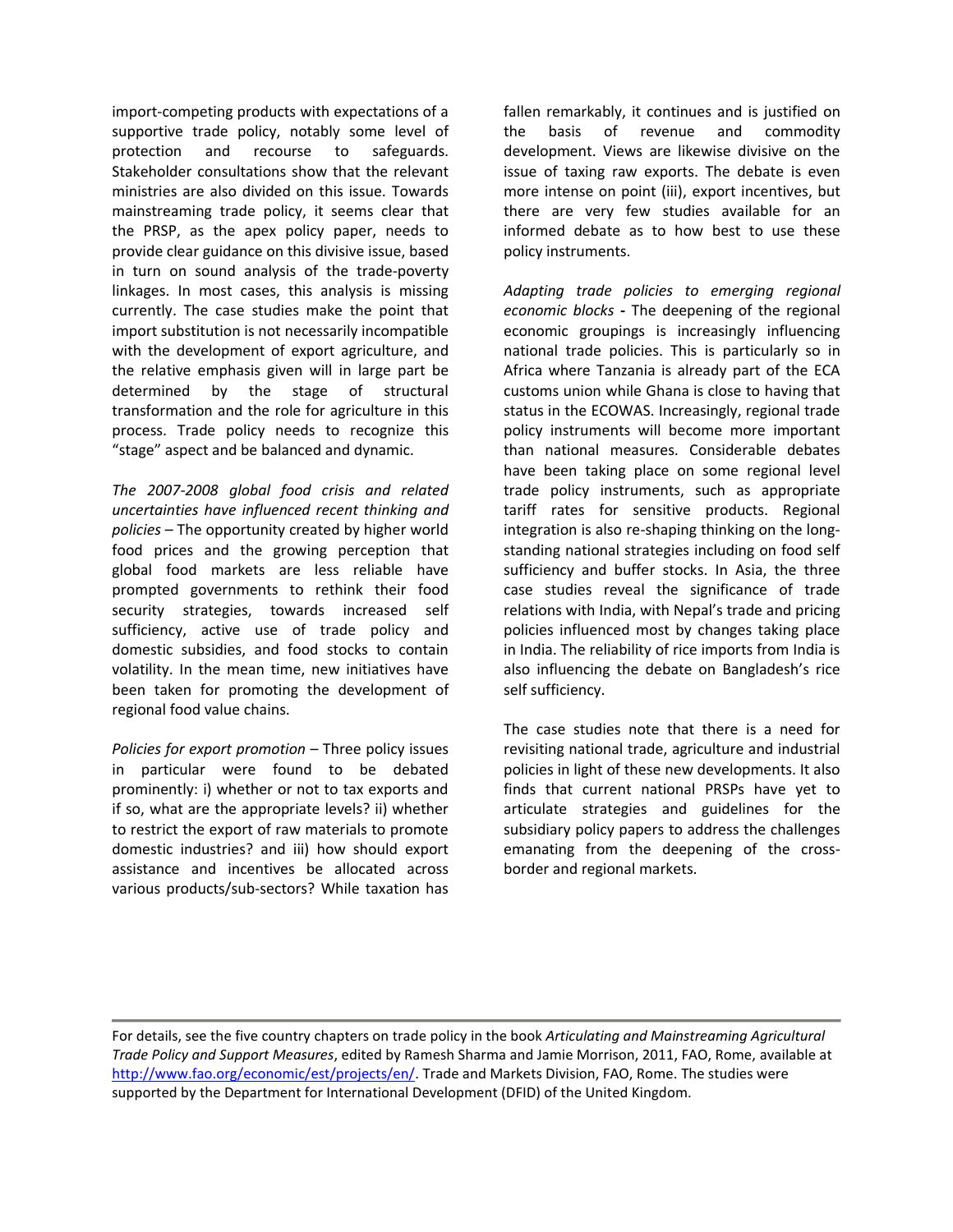import-competing products with expectations of a supportive trade policy, notably some level of protection and recourse to safeguards. Stakeholder consultations show that the relevant ministries are also divided on this issue. Towards mainstreaming trade policy, it seems clear that the PRSP, as the apex policy paper, needs to provide clear guidance on this divisive issue, based in turn on sound analysis of the trade-poverty linkages. In most cases, this analysis is missing currently. The case studies make the point that import substitution is not necessarily incompatible with the development of export agriculture, and the relative emphasis given will in large part be determined by the stage of structural transformation and the role for agriculture in this process. Trade policy needs to recognize this "stage" aspect and be balanced and dynamic.

*The 2007-2008 global food crisis and related uncertainties have influenced recent thinking and policies* – The opportunity created by higher world food prices and the growing perception that global food markets are less reliable have prompted governments to rethink their food security strategies, towards increased self sufficiency, active use of trade policy and domestic subsidies, and food stocks to contain volatility. In the mean time, new initiatives have been taken for promoting the development of regional food value chains.

*Policies for export promotion* – Three policy issues in particular were found to be debated prominently: i) whether or not to tax exports and if so, what are the appropriate levels? ii) whether to restrict the export of raw materials to promote domestic industries? and iii) how should export assistance and incentives be allocated across various products/sub-sectors? While taxation has fallen remarkably, it continues and is justified on the basis of revenue and commodity development. Views are likewise divisive on the issue of taxing raw exports. The debate is even more intense on point (iii), export incentives, but there are very few studies available for an informed debate as to how best to use these policy instruments.

*Adapting trade policies to emerging regional economic blocks* - The deepening of the regional economic groupings is increasingly influencing national trade policies. This is particularly so in Africa where Tanzania is already part of the ECA customs union while Ghana is close to having that status in the ECOWAS. Increasingly, regional trade policy instruments will become more important than national measures. Considerable debates have been taking place on some regional level trade policy instruments, such as appropriate tariff rates for sensitive products. Regional integration is also re-shaping thinking on the long-standing national strategies including on food self sufficiency and buffer stocks. In Asia, the three case studies reveal the significance of trade relations with India, with Nepal's trade and pricing policies influenced most by changes taking place in India. The reliability of rice imports from India is also influencing the debate on Bangladesh's rice self sufficiency.

The case studies note that there is a need for revisiting national trade, agriculture and industrial policies in light of these new developments. It also finds that current national PRSPs have yet to articulate strategies and guidelines for the subsidiary policy papers to address the challenges emanating from the deepening of the cross-border and regional markets.

---

For details, see the five country chapters on trade policy in the book *Articulating and Mainstreaming Agricultural Trade Policy and Support Measures*, edited by Ramesh Sharma and Jamie Morrison, 2011, FAO, Rome, available at http://www.fao.org/economic/est/projects/en/. Trade and Markets Division, FAO, Rome. The studies were supported by the Department for International Development (DFID) of the United Kingdom.